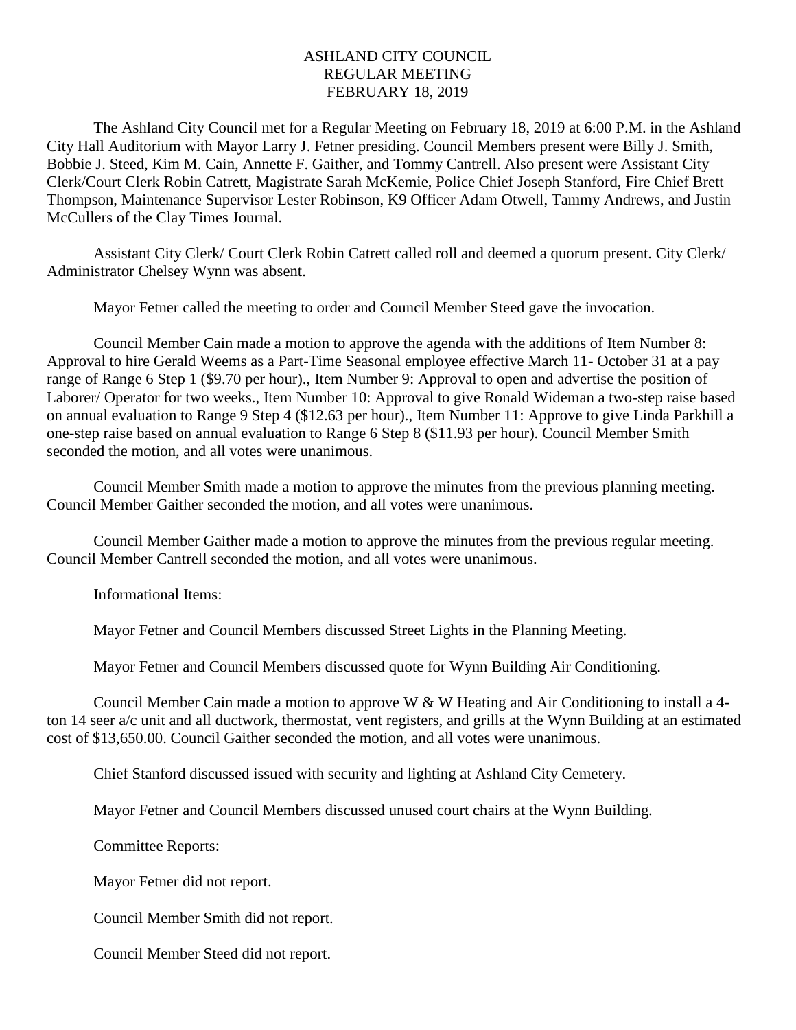# ASHLAND CITY COUNCIL
## REGULAR MEETING
## FEBRUARY 18, 2019

The Ashland City Council met for a Regular Meeting on February 18, 2019 at 6:00 P.M. in the Ashland City Hall Auditorium with Mayor Larry J. Fetner presiding. Council Members present were Billy J. Smith, Bobbie J. Steed, Kim M. Cain, Annette F. Gaither, and Tommy Cantrell. Also present were Assistant City Clerk/Court Clerk Robin Catrett, Magistrate Sarah McKemie, Police Chief Joseph Stanford, Fire Chief Brett Thompson, Maintenance Supervisor Lester Robinson, K9 Officer Adam Otwell, Tammy Andrews, and Justin McCullers of the Clay Times Journal.

Assistant City Clerk/ Court Clerk Robin Catrett called roll and deemed a quorum present. City Clerk/ Administrator Chelsey Wynn was absent.

Mayor Fetner called the meeting to order and Council Member Steed gave the invocation.

Council Member Cain made a motion to approve the agenda with the additions of Item Number 8: Approval to hire Gerald Weems as a Part-Time Seasonal employee effective March 11- October 31 at a pay range of Range 6 Step 1 ($9.70 per hour)., Item Number 9: Approval to open and advertise the position of Laborer/ Operator for two weeks., Item Number 10: Approval to give Ronald Wideman a two-step raise based on annual evaluation to Range 9 Step 4 ($12.63 per hour)., Item Number 11: Approve to give Linda Parkhill a one-step raise based on annual evaluation to Range 6 Step 8 ($11.93 per hour). Council Member Smith seconded the motion, and all votes were unanimous.

Council Member Smith made a motion to approve the minutes from the previous planning meeting. Council Member Gaither seconded the motion, and all votes were unanimous.

Council Member Gaither made a motion to approve the minutes from the previous regular meeting. Council Member Cantrell seconded the motion, and all votes were unanimous.

Informational Items:

Mayor Fetner and Council Members discussed Street Lights in the Planning Meeting.

Mayor Fetner and Council Members discussed quote for Wynn Building Air Conditioning.

Council Member Cain made a motion to approve W & W Heating and Air Conditioning to install a 4-ton 14 seer a/c unit and all ductwork, thermostat, vent registers, and grills at the Wynn Building at an estimated cost of $13,650.00. Council Gaither seconded the motion, and all votes were unanimous.

Chief Stanford discussed issued with security and lighting at Ashland City Cemetery.

Mayor Fetner and Council Members discussed unused court chairs at the Wynn Building.

Committee Reports:

Mayor Fetner did not report.

Council Member Smith did not report.

Council Member Steed did not report.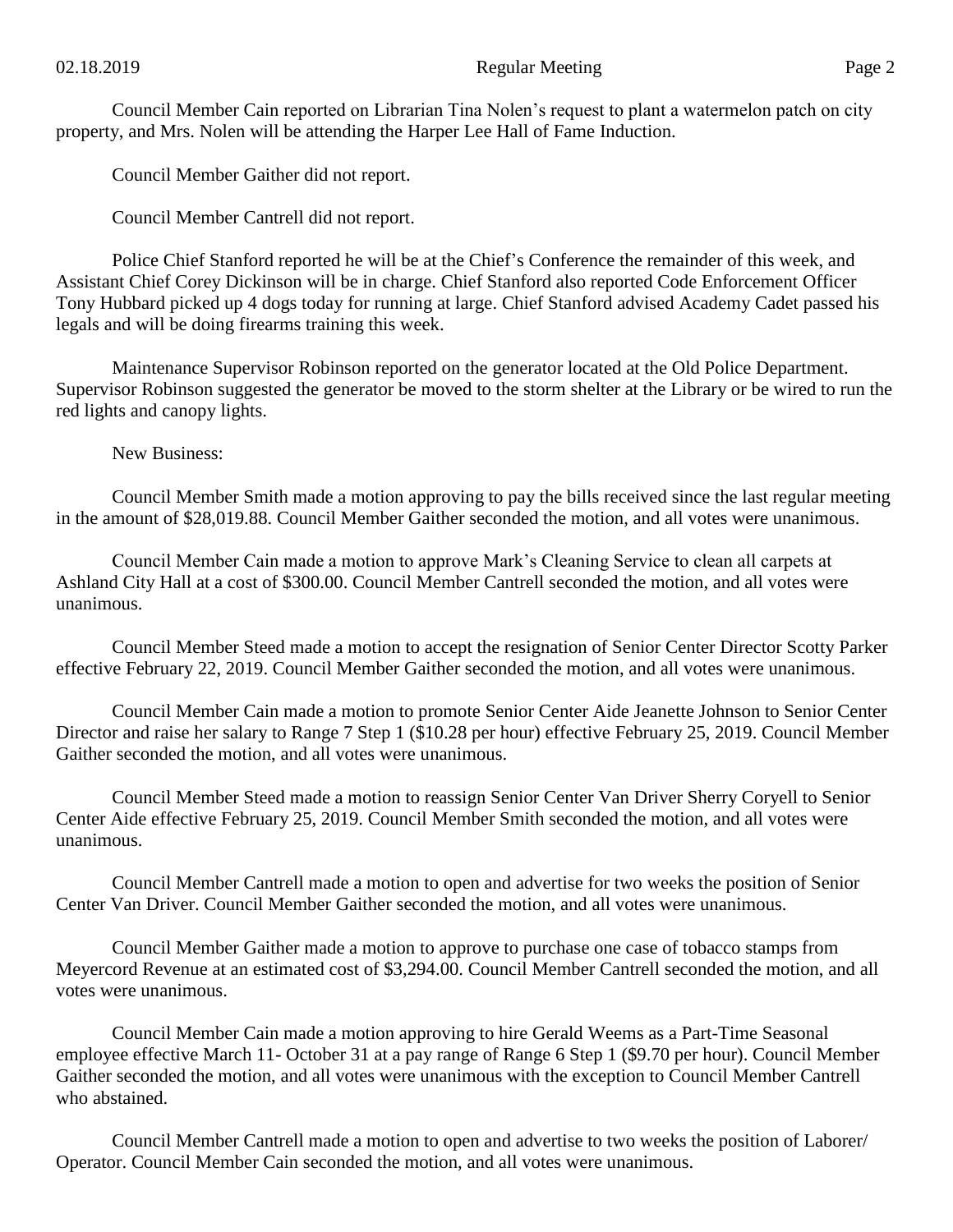Council Member Cain reported on Librarian Tina Nolen's request to plant a watermelon patch on city property, and Mrs. Nolen will be attending the Harper Lee Hall of Fame Induction.

Council Member Gaither did not report.

Council Member Cantrell did not report.

Police Chief Stanford reported he will be at the Chief's Conference the remainder of this week, and Assistant Chief Corey Dickinson will be in charge. Chief Stanford also reported Code Enforcement Officer Tony Hubbard picked up 4 dogs today for running at large. Chief Stanford advised Academy Cadet passed his legals and will be doing firearms training this week.

Maintenance Supervisor Robinson reported on the generator located at the Old Police Department. Supervisor Robinson suggested the generator be moved to the storm shelter at the Library or be wired to run the red lights and canopy lights.

New Business:

Council Member Smith made a motion approving to pay the bills received since the last regular meeting in the amount of $28,019.88. Council Member Gaither seconded the motion, and all votes were unanimous.

Council Member Cain made a motion to approve Mark's Cleaning Service to clean all carpets at Ashland City Hall at a cost of $300.00. Council Member Cantrell seconded the motion, and all votes were unanimous.

Council Member Steed made a motion to accept the resignation of Senior Center Director Scotty Parker effective February 22, 2019. Council Member Gaither seconded the motion, and all votes were unanimous.

Council Member Cain made a motion to promote Senior Center Aide Jeanette Johnson to Senior Center Director and raise her salary to Range 7 Step 1 ($10.28 per hour) effective February 25, 2019. Council Member Gaither seconded the motion, and all votes were unanimous.

Council Member Steed made a motion to reassign Senior Center Van Driver Sherry Coryell to Senior Center Aide effective February 25, 2019. Council Member Smith seconded the motion, and all votes were unanimous.

Council Member Cantrell made a motion to open and advertise for two weeks the position of Senior Center Van Driver. Council Member Gaither seconded the motion, and all votes were unanimous.

Council Member Gaither made a motion to approve to purchase one case of tobacco stamps from Meyercord Revenue at an estimated cost of $3,294.00. Council Member Cantrell seconded the motion, and all votes were unanimous.

Council Member Cain made a motion approving to hire Gerald Weems as a Part-Time Seasonal employee effective March 11- October 31 at a pay range of Range 6 Step 1 ($9.70 per hour). Council Member Gaither seconded the motion, and all votes were unanimous with the exception to Council Member Cantrell who abstained.

Council Member Cantrell made a motion to open and advertise to two weeks the position of Laborer/ Operator. Council Member Cain seconded the motion, and all votes were unanimous.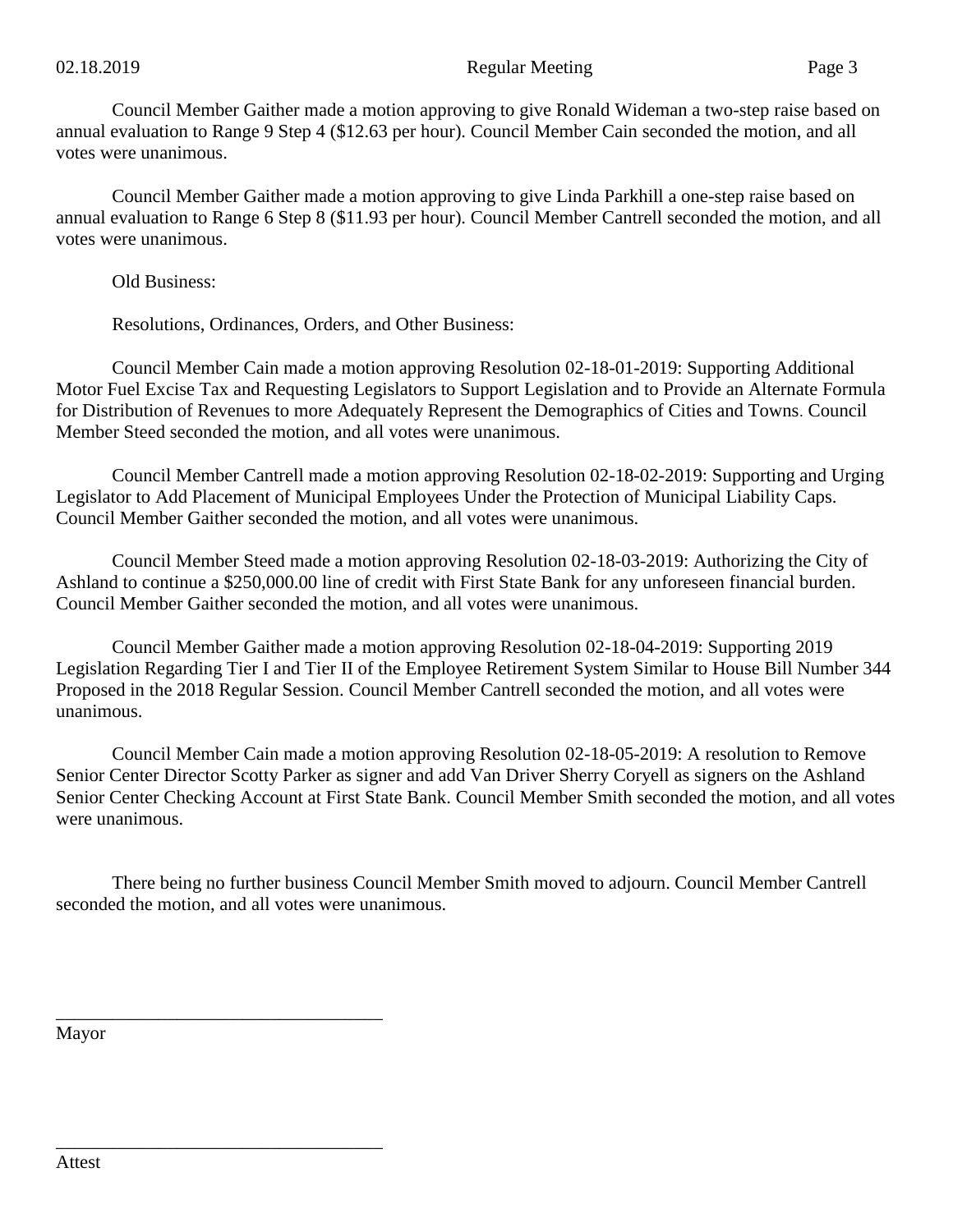Council Member Gaither made a motion approving to give Ronald Wideman a two-step raise based on annual evaluation to Range 9 Step 4 ($12.63 per hour). Council Member Cain seconded the motion, and all votes were unanimous.

Council Member Gaither made a motion approving to give Linda Parkhill a one-step raise based on annual evaluation to Range 6 Step 8 ($11.93 per hour). Council Member Cantrell seconded the motion, and all votes were unanimous.

Old Business:

Resolutions, Ordinances, Orders, and Other Business:

Council Member Cain made a motion approving Resolution 02-18-01-2019: Supporting Additional Motor Fuel Excise Tax and Requesting Legislators to Support Legislation and to Provide an Alternate Formula for Distribution of Revenues to more Adequately Represent the Demographics of Cities and Towns. Council Member Steed seconded the motion, and all votes were unanimous.

Council Member Cantrell made a motion approving Resolution 02-18-02-2019: Supporting and Urging Legislator to Add Placement of Municipal Employees Under the Protection of Municipal Liability Caps. Council Member Gaither seconded the motion, and all votes were unanimous.

Council Member Steed made a motion approving Resolution 02-18-03-2019: Authorizing the City of Ashland to continue a $250,000.00 line of credit with First State Bank for any unforeseen financial burden. Council Member Gaither seconded the motion, and all votes were unanimous.

Council Member Gaither made a motion approving Resolution 02-18-04-2019: Supporting 2019 Legislation Regarding Tier I and Tier II of the Employee Retirement System Similar to House Bill Number 344 Proposed in the 2018 Regular Session. Council Member Cantrell seconded the motion, and all votes were unanimous.

Council Member Cain made a motion approving Resolution 02-18-05-2019: A resolution to Remove Senior Center Director Scotty Parker as signer and add Van Driver Sherry Coryell as signers on the Ashland Senior Center Checking Account at First State Bank. Council Member Smith seconded the motion, and all votes were unanimous.

There being no further business Council Member Smith moved to adjourn. Council Member Cantrell seconded the motion, and all votes were unanimous.

\_\_\_\_\_\_\_\_\_\_\_\_\_\_\_\_\_\_\_\_\_\_\_\_\_\_\_\_\_\_\_\_\_\_\_

Mayor

\_\_\_\_\_\_\_\_\_\_\_\_\_\_\_\_\_\_\_\_\_\_\_\_\_\_\_\_\_\_\_\_\_\_\_

Attest